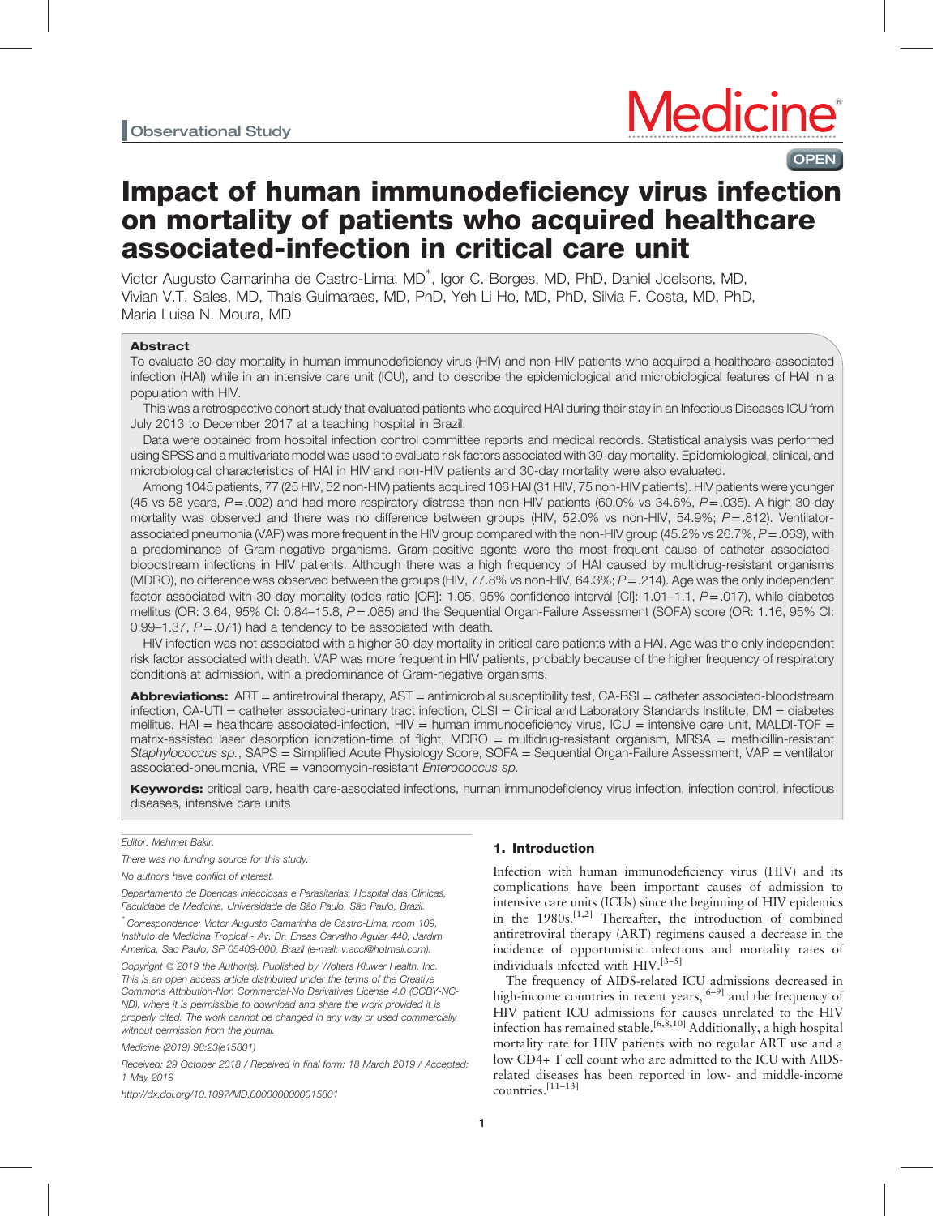Observational Study

# Impact of human immunodeficiency virus infection on mortality of patients who acquired healthcare associated-infection in critical care unit

Victor Augusto Camarinha de Castro-Lima, MD*, Igor C. Borges, MD, PhD, Daniel Joelsons, MD, Vivian V.T. Sales, MD, Thais Guimaraes, MD, PhD, Yeh Li Ho, MD, PhD, Silvia F. Costa, MD, PhD, Maria Luisa N. Moura, MD

## Abstract

To evaluate 30-day mortality in human immunodeficiency virus (HIV) and non-HIV patients who acquired a healthcare-associated infection (HAI) while in an intensive care unit (ICU), and to describe the epidemiological and microbiological features of HAI in a population with HIV.

This was a retrospective cohort study that evaluated patients who acquired HAI during their stay in an Infectious Diseases ICU from July 2013 to December 2017 at a teaching hospital in Brazil.

Data were obtained from hospital infection control committee reports and medical records. Statistical analysis was performed using SPSS and a multivariate model was used to evaluate risk factors associated with 30-day mortality. Epidemiological, clinical, and microbiological characteristics of HAI in HIV and non-HIV patients and 30-day mortality were also evaluated.

Among 1045 patients, 77 (25 HIV, 52 non-HIV) patients acquired 106 HAI (31 HIV, 75 non-HIV patients). HIV patients were younger (45 vs 58 years, $P=.002$) and had more respiratory distress than non-HIV patients (60.0% vs 34.6%, $P=.035$). A high 30-day mortality was observed and there was no difference between groups (HIV, 52.0% vs non-HIV, 54.9%; $P=.812$). Ventilator-associated pneumonia (VAP) was more frequent in the HIV group compared with the non-HIV group (45.2% vs 26.7%, $P=.063$), with a predominance of Gram-negative organisms. Gram-positive agents were the most frequent cause of catheter associated-bloodstream infections in HIV patients. Although there was a high frequency of HAI caused by multidrug-resistant organisms (MDRO), no difference was observed between the groups (HIV, 77.8% vs non-HIV, 64.3%; $P=.214$). Age was the only independent factor associated with 30-day mortality (odds ratio [OR]: 1.05, 95% confidence interval [CI]: 1.01–1.1, $P=.017$), while diabetes mellitus (OR: 3.64, 95% CI: 0.84–15.8, $P=.085$) and the Sequential Organ-Failure Assessment (SOFA) score (OR: 1.16, 95% CI: 0.99–1.37, $P=.071$) had a tendency to be associated with death.

HIV infection was not associated with a higher 30-day mortality in critical care patients with a HAI. Age was the only independent risk factor associated with death. VAP was more frequent in HIV patients, probably because of the higher frequency of respiratory conditions at admission, with a predominance of Gram-negative organisms.

**Abbreviations:** ART = antiretroviral therapy, AST = antimicrobial susceptibility test, CA-BSI = catheter associated-bloodstream infection, CA-UTI = catheter associated-urinary tract infection, CLSI = Clinical and Laboratory Standards Institute, DM = diabetes mellitus, HAI = healthcare associated-infection, HIV = human immunodeficiency virus, ICU = intensive care unit, MALDI-TOF = matrix-assisted laser desorption ionization-time of flight, MDRO = multidrug-resistant organism, MRSA = methicillin-resistant *Staphylococcus sp.*, SAPS = Simplified Acute Physiology Score, SOFA = Sequential Organ-Failure Assessment, VAP = ventilator associated-pneumonia, VRE = vancomycin-resistant *Enterococcus sp.*

**Keywords:** critical care, health care-associated infections, human immunodeficiency virus infection, infection control, infectious diseases, intensive care units

*Editor: Mehmet Bakir.*

*There was no funding source for this study.*

*No authors have conflict of interest.*

*Departamento de Doencas Infecciosas e Parasitarias, Hospital das Clinicas, Faculdade de Medicina, Universidade de São Paulo, São Paulo, Brazil.*

*\* Correspondence: Victor Augusto Camarinha de Castro-Lima, room 109, Instituto de Medicina Tropical - Av. Dr. Eneas Carvalho Aguiar 440, Jardim America, Sao Paulo, SP 05403-000, Brazil (e-mail: v.accl@hotmail.com).*

*Copyright © 2019 the Author(s). Published by Wolters Kluwer Health, Inc. This is an open access article distributed under the terms of the Creative Commons Attribution-Non Commercial-No Derivatives License 4.0 (CCBY-NC-ND), where it is permissible to download and share the work provided it is properly cited. The work cannot be changed in any way or used commercially without permission from the journal.*

*Medicine (2019) 98:23(e15801)*

*Received: 29 October 2018 / Received in final form: 18 March 2019 / Accepted: 1 May 2019*

*http://dx.doi.org/10.1097/MD.0000000000015801*

## 1. Introduction

Infection with human immunodeficiency virus (HIV) and its complications have been important causes of admission to intensive care units (ICUs) since the beginning of HIV epidemics in the 1980s.[1,2] Thereafter, the introduction of combined antiretroviral therapy (ART) regimens caused a decrease in the incidence of opportunistic infections and mortality rates of individuals infected with HIV.[3–5]

The frequency of AIDS-related ICU admissions decreased in high-income countries in recent years,[6–9] and the frequency of HIV patient ICU admissions for causes unrelated to the HIV infection has remained stable.[6,8,10] Additionally, a high hospital mortality rate for HIV patients with no regular ART use and a low CD4+ T cell count who are admitted to the ICU with AIDS-related diseases has been reported in low- and middle-income countries.[11–13]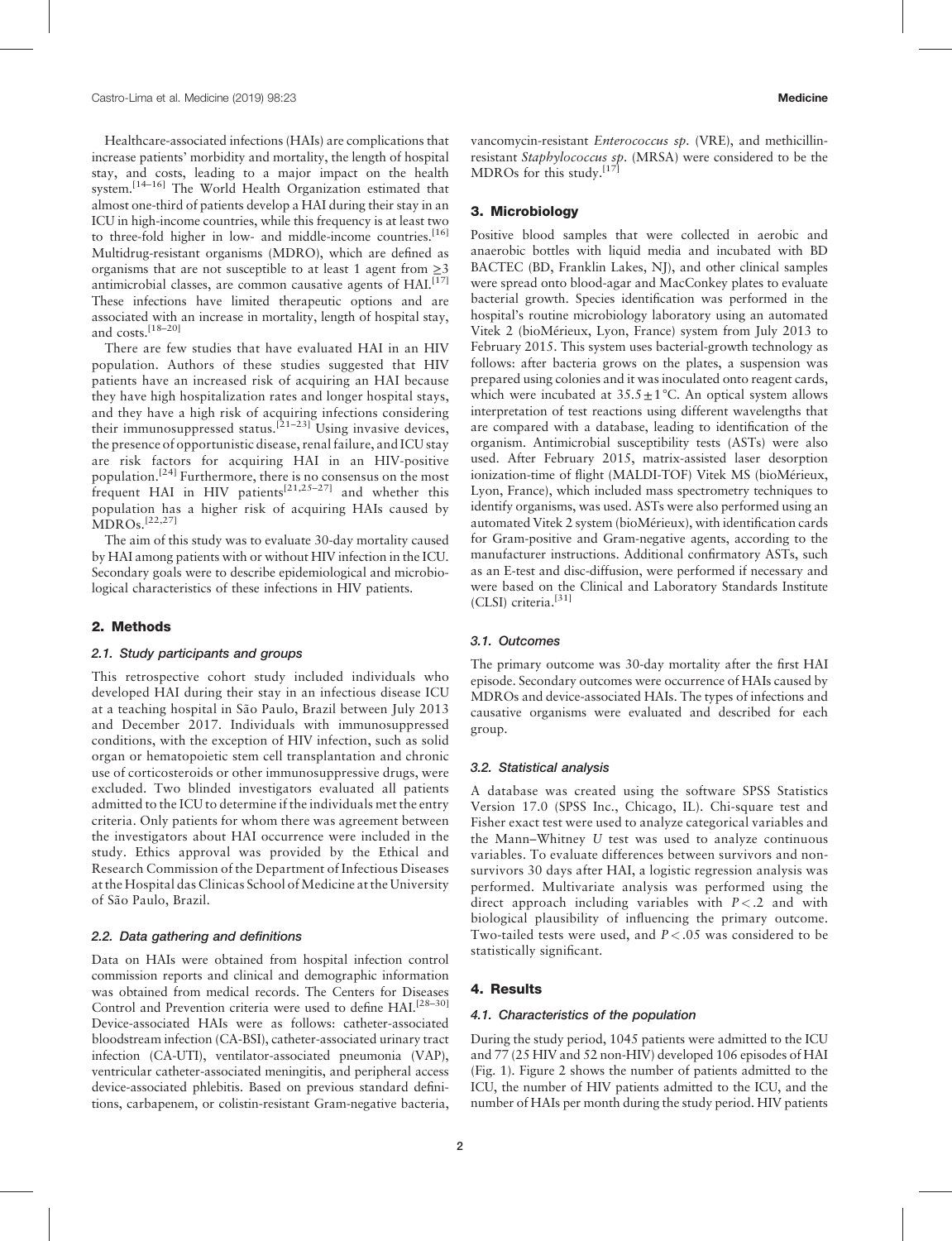Healthcare-associated infections (HAIs) are complications that increase patients' morbidity and mortality, the length of hospital stay, and costs, leading to a major impact on the health system.[14–16] The World Health Organization estimated that almost one-third of patients develop a HAI during their stay in an ICU in high-income countries, while this frequency is at least two to three-fold higher in low- and middle-income countries.[16] Multidrug-resistant organisms (MDRO), which are defined as organisms that are not susceptible to at least 1 agent from $\geq 3$ antimicrobial classes, are common causative agents of HAI.[17] These infections have limited therapeutic options and are associated with an increase in mortality, length of hospital stay, and costs.[18–20]

There are few studies that have evaluated HAI in an HIV population. Authors of these studies suggested that HIV patients have an increased risk of acquiring an HAI because they have high hospitalization rates and longer hospital stays, and they have a high risk of acquiring infections considering their immunosuppressed status.[21–23] Using invasive devices, the presence of opportunistic disease, renal failure, and ICU stay are risk factors for acquiring HAI in an HIV-positive population.[24] Furthermore, there is no consensus on the most frequent HAI in HIV patients[21,25–27] and whether this population has a higher risk of acquiring HAIs caused by MDROs.[22,27]

The aim of this study was to evaluate 30-day mortality caused by HAI among patients with or without HIV infection in the ICU. Secondary goals were to describe epidemiological and microbiological characteristics of these infections in HIV patients.

## 2. Methods

### 2.1. Study participants and groups

This retrospective cohort study included individuals who developed HAI during their stay in an infectious disease ICU at a teaching hospital in São Paulo, Brazil between July 2013 and December 2017. Individuals with immunosuppressed conditions, with the exception of HIV infection, such as solid organ or hematopoietic stem cell transplantation and chronic use of corticosteroids or other immunosuppressive drugs, were excluded. Two blinded investigators evaluated all patients admitted to the ICU to determine if the individuals met the entry criteria. Only patients for whom there was agreement between the investigators about HAI occurrence were included in the study. Ethics approval was provided by the Ethical and Research Commission of the Department of Infectious Diseases at the Hospital das Clinicas School of Medicine at the University of São Paulo, Brazil.

### 2.2. Data gathering and definitions

Data on HAIs were obtained from hospital infection control commission reports and clinical and demographic information was obtained from medical records. The Centers for Diseases Control and Prevention criteria were used to define HAI.[28–30] Device-associated HAIs were as follows: catheter-associated bloodstream infection (CA-BSI), catheter-associated urinary tract infection (CA-UTI), ventilator-associated pneumonia (VAP), ventricular catheter-associated meningitis, and peripheral access device-associated phlebitis. Based on previous standard definitions, carbapenem, or colistin-resistant Gram-negative bacteria, vancomycin-resistant *Enterococcus sp.* (VRE), and methicillin-resistant *Staphylococcus sp.* (MRSA) were considered to be the MDROs for this study.[17]

## 3. Microbiology

Positive blood samples that were collected in aerobic and anaerobic bottles with liquid media and incubated with BD BACTEC (BD, Franklin Lakes, NJ), and other clinical samples were spread onto blood-agar and MacConkey plates to evaluate bacterial growth. Species identification was performed in the hospital's routine microbiology laboratory using an automated Vitek 2 (bioMérieux, Lyon, France) system from July 2013 to February 2015. This system uses bacterial-growth technology as follows: after bacteria grows on the plates, a suspension was prepared using colonies and it was inoculated onto reagent cards, which were incubated at $35.5 \pm 1$°C. An optical system allows interpretation of test reactions using different wavelengths that are compared with a database, leading to identification of the organism. Antimicrobial susceptibility tests (ASTs) were also used. After February 2015, matrix-assisted laser desorption ionization-time of flight (MALDI-TOF) Vitek MS (bioMérieux, Lyon, France), which included mass spectrometry techniques to identify organisms, was used. ASTs were also performed using an automated Vitek 2 system (bioMérieux), with identification cards for Gram-positive and Gram-negative agents, according to the manufacturer instructions. Additional confirmatory ASTs, such as an E-test and disc-diffusion, were performed if necessary and were based on the Clinical and Laboratory Standards Institute (CLSI) criteria.[31]

### 3.1. Outcomes

The primary outcome was 30-day mortality after the first HAI episode. Secondary outcomes were occurrence of HAIs caused by MDROs and device-associated HAIs. The types of infections and causative organisms were evaluated and described for each group.

### 3.2. Statistical analysis

A database was created using the software SPSS Statistics Version 17.0 (SPSS Inc., Chicago, IL). Chi-square test and Fisher exact test were used to analyze categorical variables and the Mann–Whitney $U$ test was used to analyze continuous variables. To evaluate differences between survivors and non-survivors 30 days after HAI, a logistic regression analysis was performed. Multivariate analysis was performed using the direct approach including variables with $P < .2$ and with biological plausibility of influencing the primary outcome. Two-tailed tests were used, and $P < .05$ was considered to be statistically significant.

## 4. Results

### 4.1. Characteristics of the population

During the study period, 1045 patients were admitted to the ICU and 77 (25 HIV and 52 non-HIV) developed 106 episodes of HAI (Fig. 1). Figure 2 shows the number of patients admitted to the ICU, the number of HIV patients admitted to the ICU, and the number of HAIs per month during the study period. HIV patients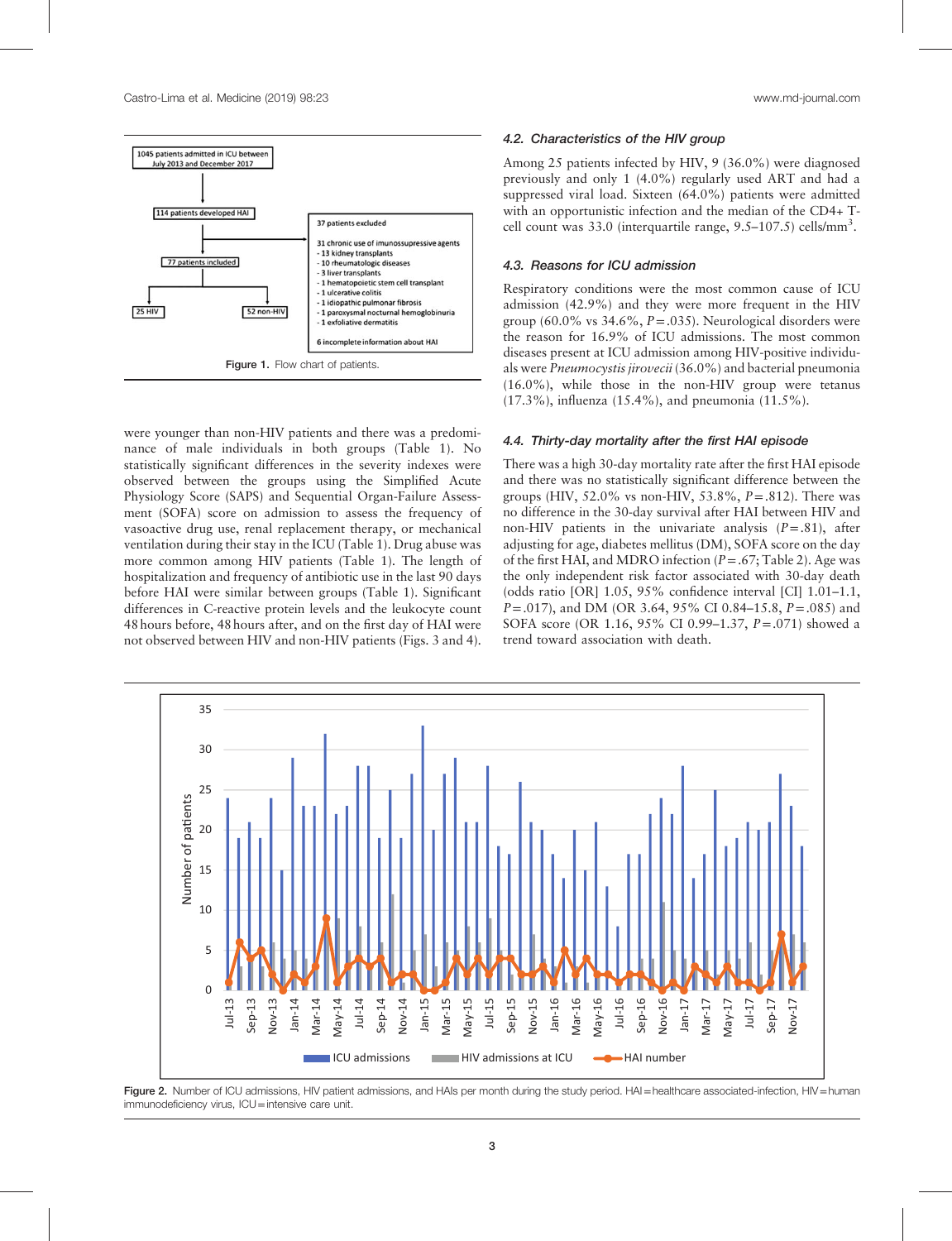1045 patients admitted in ICU between July 2013 and December 2017

114 patients developed HAI

37 patients excluded

31 chronic use of imunossupressive agents
- 13 kidney transplants
- 10 rheumatologic diseases
- 3 liver transplants
- 1 hematopoietic stem cell transplant
- 1 ulcerative colitis
- 1 idiopathic pulmonar fibrosis
- 1 paroxysmal nocturnal hemoglobinuria
- 1 exfoliative dermatitis

6 incomplete information about HAI

77 patients included

25 HIV

52 non-HIV

Figure 1. Flow chart of patients.

were younger than non-HIV patients and there was a predominance of male individuals in both groups (Table 1). No statistically significant differences in the severity indexes were observed between the groups using the Simplified Acute Physiology Score (SAPS) and Sequential Organ-Failure Assessment (SOFA) score on admission to assess the frequency of vasoactive drug use, renal replacement therapy, or mechanical ventilation during their stay in the ICU (Table 1). Drug abuse was more common among HIV patients (Table 1). The length of hospitalization and frequency of antibiotic use in the last 90 days before HAI were similar between groups (Table 1). Significant differences in C-reactive protein levels and the leukocyte count 48 hours before, 48 hours after, and on the first day of HAI were not observed between HIV and non-HIV patients (Figs. 3 and 4).

### 4.2. Characteristics of the HIV group

Among 25 patients infected by HIV, 9 (36.0%) were diagnosed previously and only 1 (4.0%) regularly used ART and had a suppressed viral load. Sixteen (64.0%) patients were admitted with an opportunistic infection and the median of the CD4+ T-cell count was 33.0 (interquartile range, 9.5–107.5) cells/mm$^3$.

### 4.3. Reasons for ICU admission

Respiratory conditions were the most common cause of ICU admission (42.9%) and they were more frequent in the HIV group (60.0% vs 34.6%, $P=.035$). Neurological disorders were the reason for 16.9% of ICU admissions. The most common diseases present at ICU admission among HIV-positive individuals were *Pneumocystis jirovecii* (36.0%) and bacterial pneumonia (16.0%), while those in the non-HIV group were tetanus (17.3%), influenza (15.4%), and pneumonia (11.5%).

### 4.4. Thirty-day mortality after the first HAI episode

There was a high 30-day mortality rate after the first HAI episode and there was no statistically significant difference between the groups (HIV, 52.0% vs non-HIV, 53.8%, $P=.812$). There was no difference in the 30-day survival after HAI between HIV and non-HIV patients in the univariate analysis ($P=.81$), after adjusting for age, diabetes mellitus (DM), SOFA score on the day of the first HAI, and MDRO infection ($P=.67$; Table 2). Age was the only independent risk factor associated with 30-day death (odds ratio [OR] 1.05, 95% confidence interval [CI] 1.01–1.1, $P=.017$), and DM (OR 3.64, 95% CI 0.84–15.8, $P=.085$) and SOFA score (OR 1.16, 95% CI 0.99–1.37, $P=.071$) showed a trend toward association with death.

Figure 2. Number of ICU admissions, HIV patient admissions, and HAIs per month during the study period. HAI = healthcare associated-infection, HIV = human immunodeficiency virus, ICU = intensive care unit.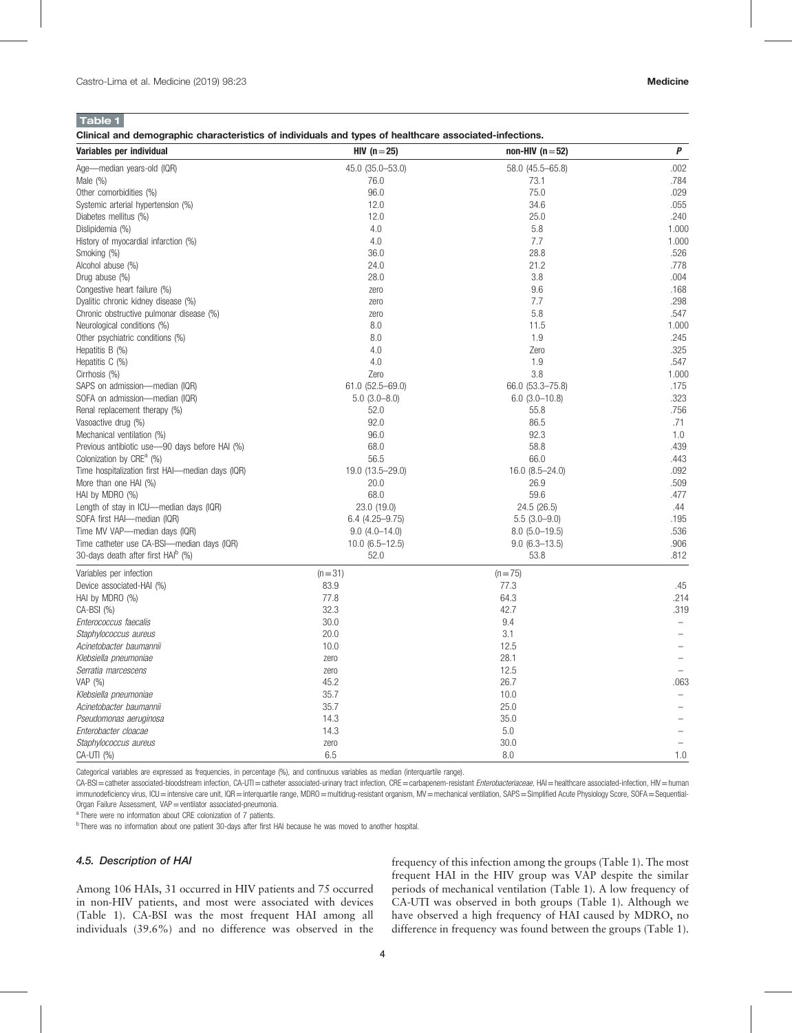**Table 1**

**Clinical and demographic characteristics of individuals and types of healthcare associated-infections.**

| Variables per individual | HIV (n=25) | non-HIV (n=52) | P |
|---|---|---|---|
| Age—median years-old (IQR) | 45.0 (35.0–53.0) | 58.0 (45.5–65.8) | .002 |
| Male (%) | 76.0 | 73.1 | .784 |
| Other comorbidities (%) | 96.0 | 75.0 | .029 |
| Systemic arterial hypertension (%) | 12.0 | 34.6 | .055 |
| Diabetes mellitus (%) | 12.0 | 25.0 | .240 |
| Dislipidemia (%) | 4.0 | 5.8 | 1.000 |
| History of myocardial infarction (%) | 4.0 | 7.7 | 1.000 |
| Smoking (%) | 36.0 | 28.8 | .526 |
| Alcohol abuse (%) | 24.0 | 21.2 | .778 |
| Drug abuse (%) | 28.0 | 3.8 | .004 |
| Congestive heart failure (%) | zero | 9.6 | .168 |
| Dyalitic chronic kidney disease (%) | zero | 7.7 | .298 |
| Chronic obstructive pulmonar disease (%) | zero | 5.8 | .547 |
| Neurological conditions (%) | 8.0 | 11.5 | 1.000 |
| Other psychiatric conditions (%) | 8.0 | 1.9 | .245 |
| Hepatitis B (%) | 4.0 | Zero | .325 |
| Hepatitis C (%) | 4.0 | 1.9 | .547 |
| Cirrhosis (%) | Zero | 3.8 | 1.000 |
| SAPS on admission—median (IQR) | 61.0 (52.5–69.0) | 66.0 (53.3–75.8) | .175 |
| SOFA on admission—median (IQR) | 5.0 (3.0–8.0) | 6.0 (3.0–10.8) | .323 |
| Renal replacement therapy (%) | 52.0 | 55.8 | .756 |
| Vasoactive drug (%) | 92.0 | 86.5 | .71 |
| Mechanical ventilation (%) | 96.0 | 92.3 | 1.0 |
| Previous antibiotic use—90 days before HAI (%) | 68.0 | 58.8 | .439 |
| Colonization by CRE[a] (%) | 56.5 | 66.0 | .443 |
| Time hospitalization first HAI—median days (IQR) | 19.0 (13.5–29.0) | 16.0 (8.5–24.0) | .092 |
| More than one HAI (%) | 20.0 | 26.9 | .509 |
| HAI by MDRO (%) | 68.0 | 59.6 | .477 |
| Length of stay in ICU—median days (IQR) | 23.0 (19.0) | 24.5 (26.5) | .44 |
| SOFA first HAI—median (IQR) | 6.4 (4.25–9.75) | 5.5 (3.0–9.0) | .195 |
| Time MV VAP—median days (IQR) | 9.0 (4.0–14.0) | 8.0 (5.0–19.5) | .536 |
| Time catheter use CA-BSI—median days (IQR) | 10.0 (6.5–12.5) | 9.0 (6.3–13.5) | .906 |
| 30-days death after first HAI[b] (%) | 52.0 | 53.8 | .812 |
| Variables per infection | (n=31) | (n=75) | |
| Device associated-HAI (%) | 83.9 | 77.3 | .45 |
| HAI by MDRO (%) | 77.8 | 64.3 | .214 |
| CA-BSI (%) | 32.3 | 42.7 | .319 |
| *Enterococcus faecalis* | 30.0 | 9.4 | – |
| *Staphylococcus aureus* | 20.0 | 3.1 | – |
| *Acinetobacter baumannii* | 10.0 | 12.5 | – |
| *Klebsiella pneumoniae* | zero | 28.1 | – |
| *Serratia marcescens* | zero | 12.5 | – |
| VAP (%) | 45.2 | 26.7 | .063 |
| *Klebsiella pneumoniae* | 35.7 | 10.0 | – |
| *Acinetobacter baumannii* | 35.7 | 25.0 | – |
| *Pseudomonas aeruginosa* | 14.3 | 35.0 | – |
| *Enterobacter cloacae* | 14.3 | 5.0 | – |
| *Staphylococcus aureus* | zero | 30.0 | – |
| CA-UTI (%) | 6.5 | 8.0 | 1.0 |

Categorical variables are expressed as frequencies, in percentage (%), and continuous variables as median (interquartile range).

CA-BSI=catheter associated-bloodstream infection, CA-UTI=catheter associated-urinary tract infection, CRE=carbapenem-resistant *Enterobacteriaceae*, HAI=healthcare associated-infection, HIV=human immunodeficiency virus, ICU=intensive care unit, IQR=interquartile range, MDRO=multidrug-resistant organism, MV=mechanical ventilation, SAPS=Simplified Acute Physiology Score, SOFA=Sequential-Organ Failure Assessment, VAP=ventilator associated-pneumonia.

[a] There were no information about CRE colonization of 7 patients.

[b] There was no information about one patient 30-days after first HAI because he was moved to another hospital.

#### 4.5. Description of HAI

Among 106 HAIs, 31 occurred in HIV patients and 75 occurred in non-HIV patients, and most were associated with devices (Table 1). CA-BSI was the most frequent HAI among all individuals (39.6%) and no difference was observed in the frequency of this infection among the groups (Table 1). The most frequent HAI in the HIV group was VAP despite the similar periods of mechanical ventilation (Table 1). A low frequency of CA-UTI was observed in both groups (Table 1). Although we have observed a high frequency of HAI caused by MDRO, no difference in frequency was found between the groups (Table 1).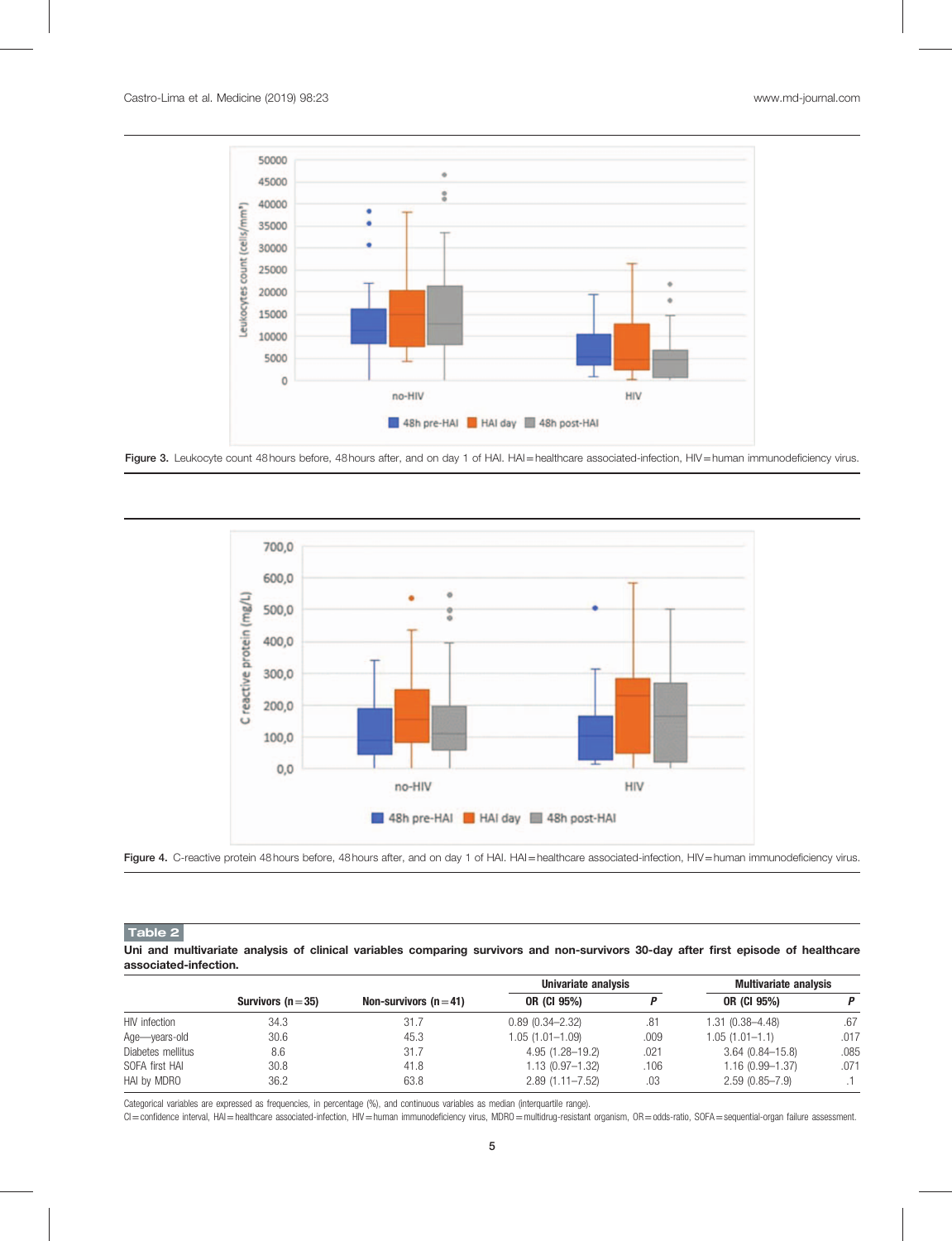Figure 3. Leukocyte count 48 hours before, 48 hours after, and on day 1 of HAI. HAI = healthcare associated-infection, HIV = human immunodeficiency virus.

Figure 4. C-reactive protein 48 hours before, 48 hours after, and on day 1 of HAI. HAI = healthcare associated-infection, HIV = human immunodeficiency virus.

**Table 2**

**Uni and multivariate analysis of clinical variables comparing survivors and non-survivors 30-day after first episode of healthcare associated-infection.**

| | Survivors (n = 35) | Non-survivors (n = 41) | Univariate analysis | | Multivariate analysis | |
|---|---|---|---|---|---|---|
| | | | OR (CI 95%) | P | OR (CI 95%) | P |
| HIV infection | 34.3 | 31.7 | 0.89 (0.34–2.32) | .81 | 1.31 (0.38–4.48) | .67 |
| Age—years-old | 30.6 | 45.3 | 1.05 (1.01–1.09) | .009 | 1.05 (1.01–1.1) | .017 |
| Diabetes mellitus | 8.6 | 31.7 | 4.95 (1.28–19.2) | .021 | 3.64 (0.84–15.8) | .085 |
| SOFA first HAI | 30.8 | 41.8 | 1.13 (0.97–1.32) | .106 | 1.16 (0.99–1.37) | .071 |
| HAI by MDRO | 36.2 | 63.8 | 2.89 (1.11–7.52) | .03 | 2.59 (0.85–7.9) | .1 |

Categorical variables are expressed as frequencies, in percentage (%), and continuous variables as median (interquartile range).

CI = confidence interval, HAI = healthcare associated-infection, HIV = human immunodeficiency virus, MDRO = multidrug-resistant organism, OR = odds-ratio, SOFA = sequential-organ failure assessment.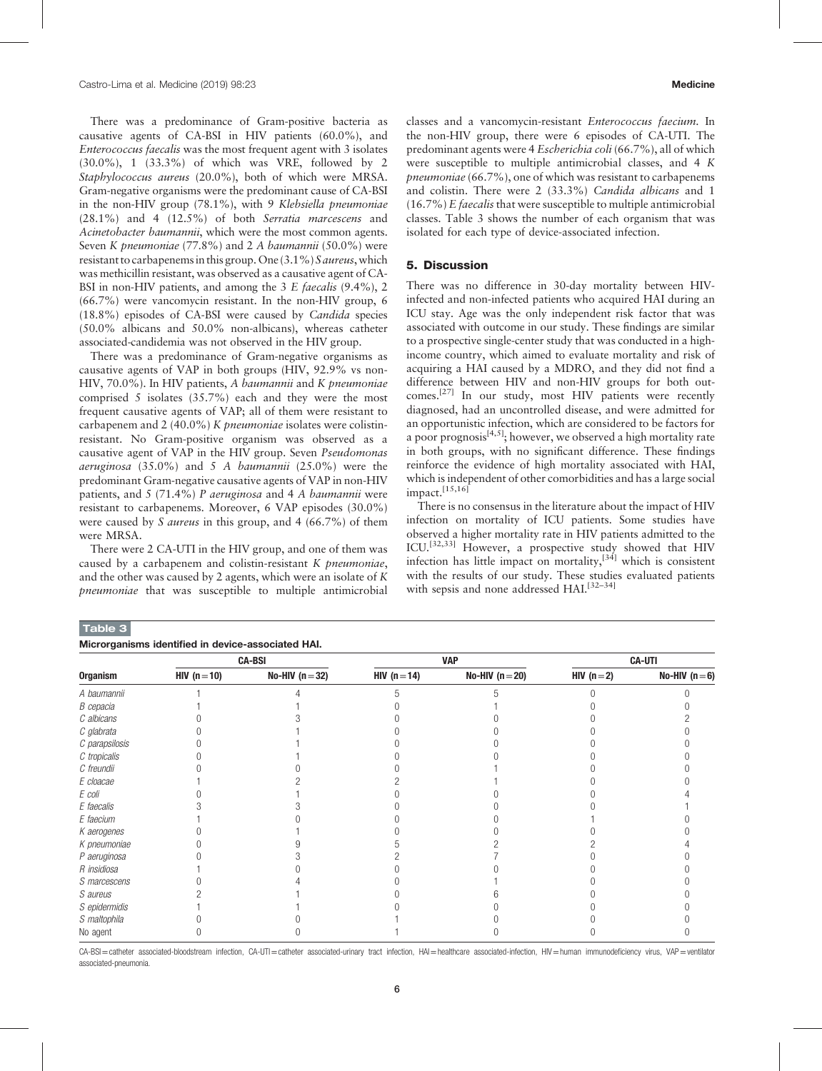There was a predominance of Gram-positive bacteria as causative agents of CA-BSI in HIV patients (60.0%), and *Enterococcus faecalis* was the most frequent agent with 3 isolates (30.0%), 1 (33.3%) of which was VRE, followed by 2 *Staphylococcus aureus* (20.0%), both of which were MRSA. Gram-negative organisms were the predominant cause of CA-BSI in the non-HIV group (78.1%), with 9 *Klebsiella pneumoniae* (28.1%) and 4 (12.5%) of both *Serratia marcescens* and *Acinetobacter baumannii*, which were the most common agents. Seven *K pneumoniae* (77.8%) and 2 *A baumannii* (50.0%) were resistant to carbapenems in this group. One (3.1%) *S aureus*, which was methicillin resistant, was observed as a causative agent of CA-BSI in non-HIV patients, and among the 3 *E faecalis* (9.4%), 2 (66.7%) were vancomycin resistant. In the non-HIV group, 6 (18.8%) episodes of CA-BSI were caused by *Candida* species (50.0% albicans and 50.0% non-albicans), whereas catheter associated-candidemia was not observed in the HIV group.

There was a predominance of Gram-negative organisms as causative agents of VAP in both groups (HIV, 92.9% vs non-HIV, 70.0%). In HIV patients, *A baumannii* and *K pneumoniae* comprised 5 isolates (35.7%) each and they were the most frequent causative agents of VAP; all of them were resistant to carbapenem and 2 (40.0%) *K pneumoniae* isolates were colistin-resistant. No Gram-positive organism was observed as a causative agent of VAP in the HIV group. Seven *Pseudomonas aeruginosa* (35.0%) and 5 *A baumannii* (25.0%) were the predominant Gram-negative causative agents of VAP in non-HIV patients, and 5 (71.4%) *P aeruginosa* and 4 *A baumannii* were resistant to carbapenems. Moreover, 6 VAP episodes (30.0%) were caused by *S aureus* in this group, and 4 (66.7%) of them were MRSA.

There were 2 CA-UTI in the HIV group, and one of them was caused by a carbapenem and colistin-resistant *K pneumoniae*, and the other was caused by 2 agents, which were an isolate of *K pneumoniae* that was susceptible to multiple antimicrobial classes and a vancomycin-resistant *Enterococcus faecium*. In the non-HIV group, there were 6 episodes of CA-UTI. The predominant agents were 4 *Escherichia coli* (66.7%), all of which were susceptible to multiple antimicrobial classes, and 4 *K pneumoniae* (66.7%), one of which was resistant to carbapenems and colistin. There were 2 (33.3%) *Candida albicans* and 1 (16.7%) *E faecalis* that were susceptible to multiple antimicrobial classes. Table 3 shows the number of each organism that was isolated for each type of device-associated infection.

## 5. Discussion

There was no difference in 30-day mortality between HIV-infected and non-infected patients who acquired HAI during an ICU stay. Age was the only independent risk factor that was associated with outcome in our study. These findings are similar to a prospective single-center study that was conducted in a high-income country, which aimed to evaluate mortality and risk of acquiring a HAI caused by a MDRO, and they did not find a difference between HIV and non-HIV groups for both outcomes.[27] In our study, most HIV patients were recently diagnosed, had an uncontrolled disease, and were admitted for an opportunistic infection, which are considered to be factors for a poor prognosis[4,5]; however, we observed a high mortality rate in both groups, with no significant difference. These findings reinforce the evidence of high mortality associated with HAI, which is independent of other comorbidities and has a large social impact.[15,16]

There is no consensus in the literature about the impact of HIV infection on mortality of ICU patients. Some studies have observed a higher mortality rate in HIV patients admitted to the ICU.[32,33] However, a prospective study showed that HIV infection has little impact on mortality,[34] which is consistent with the results of our study. These studies evaluated patients with sepsis and none addressed HAI.[32–34]

**Table 3**

**Microorganisms identified in device-associated HAI.**

| Organism | CA-BSI | | VAP | | CA-UTI | |
|---|---|---|---|---|---|---|
| | HIV (n=10) | No-HIV (n=32) | HIV (n=14) | No-HIV (n=20) | HIV (n=2) | No-HIV (n=6) |
| *A baumannii* | 1 | 4 | 5 | 5 | 0 | 0 |
| *B cepacia* | 1 | 1 | 0 | 1 | 0 | 0 |
| *C albicans* | 0 | 3 | 0 | 0 | 0 | 2 |
| *C glabrata* | 0 | 1 | 0 | 0 | 0 | 0 |
| *C parapsilosis* | 0 | 1 | 0 | 0 | 0 | 0 |
| *C tropicalis* | 0 | 1 | 0 | 0 | 0 | 0 |
| *C freundii* | 0 | 0 | 0 | 1 | 0 | 0 |
| *E cloacae* | 1 | 2 | 2 | 1 | 0 | 0 |
| *E coli* | 0 | 1 | 0 | 0 | 0 | 4 |
| *E faecalis* | 3 | 3 | 0 | 0 | 0 | 1 |
| *E faecium* | 1 | 0 | 0 | 0 | 1 | 0 |
| *K aerogenes* | 0 | 1 | 0 | 0 | 0 | 0 |
| *K pneumoniae* | 0 | 9 | 5 | 2 | 2 | 4 |
| *P aeruginosa* | 0 | 3 | 2 | 7 | 0 | 0 |
| *R insidiosa* | 1 | 0 | 0 | 0 | 0 | 0 |
| *S marcescens* | 0 | 4 | 0 | 1 | 0 | 0 |
| *S aureus* | 2 | 1 | 0 | 6 | 0 | 0 |
| *S epidermidis* | 1 | 1 | 0 | 0 | 0 | 0 |
| *S maltophila* | 0 | 0 | 1 | 0 | 0 | 0 |
| No agent | 0 | 0 | 1 | 0 | 0 | 0 |

CA-BSI = catheter associated-bloodstream infection, CA-UTI = catheter associated-urinary tract infection, HAI = healthcare associated-infection, HIV = human immunodeficiency virus, VAP = ventilator associated-pneumonia.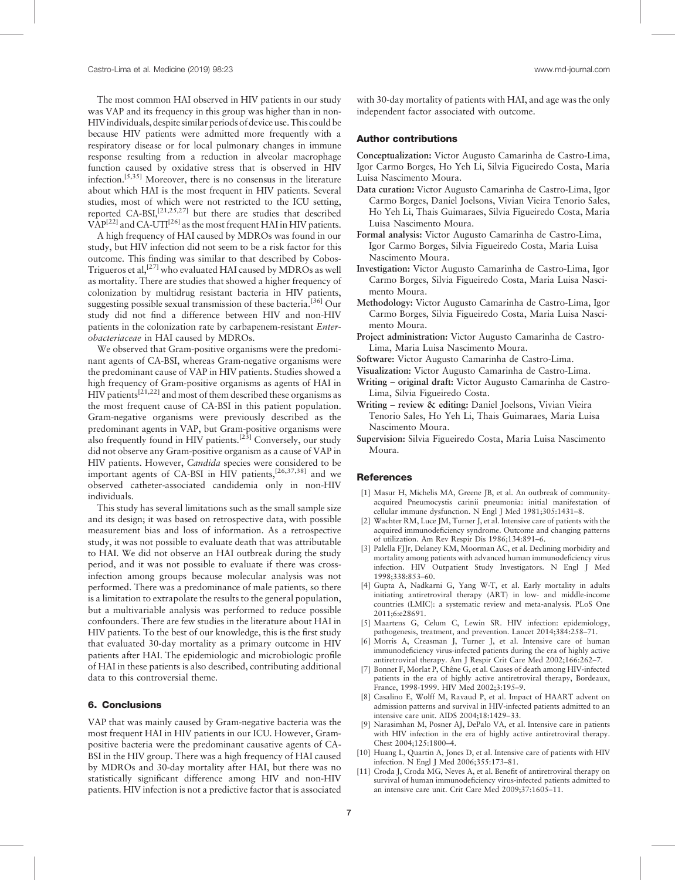The most common HAI observed in HIV patients in our study was VAP and its frequency in this group was higher than in non-HIV individuals, despite similar periods of device use. This could be because HIV patients were admitted more frequently with a respiratory disease or for local pulmonary changes in immune response resulting from a reduction in alveolar macrophage function caused by oxidative stress that is observed in HIV infection.[5,35] Moreover, there is no consensus in the literature about which HAI is the most frequent in HIV patients. Several studies, most of which were not restricted to the ICU setting, reported CA-BSI,[21,25,27] but there are studies that described VAP[22] and CA-UTI[26] as the most frequent HAI in HIV patients.

A high frequency of HAI caused by MDROs was found in our study, but HIV infection did not seem to be a risk factor for this outcome. This finding was similar to that described by Cobos-Trigueros et al,[27] who evaluated HAI caused by MDROs as well as mortality. There are studies that showed a higher frequency of colonization by multidrug resistant bacteria in HIV patients, suggesting possible sexual transmission of these bacteria.[36] Our study did not find a difference between HIV and non-HIV patients in the colonization rate by carbapenem-resistant *Enterobacteriaceae* in HAI caused by MDROs.

We observed that Gram-positive organisms were the predominant agents of CA-BSI, whereas Gram-negative organisms were the predominant cause of VAP in HIV patients. Studies showed a high frequency of Gram-positive organisms as agents of HAI in HIV patients[21,22] and most of them described these organisms as the most frequent cause of CA-BSI in this patient population. Gram-negative organisms were previously described as the predominant agents in VAP, but Gram-positive organisms were also frequently found in HIV patients.[23] Conversely, our study did not observe any Gram-positive organism as a cause of VAP in HIV patients. However, *Candida* species were considered to be important agents of CA-BSI in HIV patients,[26,37,38] and we observed catheter-associated candidemia only in non-HIV individuals.

This study has several limitations such as the small sample size and its design; it was based on retrospective data, with possible measurement bias and loss of information. As a retrospective study, it was not possible to evaluate death that was attributable to HAI. We did not observe an HAI outbreak during the study period, and it was not possible to evaluate if there was cross-infection among groups because molecular analysis was not performed. There was a predominance of male patients, so there is a limitation to extrapolate the results to the general population, but a multivariable analysis was performed to reduce possible confounders. There are few studies in the literature about HAI in HIV patients. To the best of our knowledge, this is the first study that evaluated 30-day mortality as a primary outcome in HIV patients after HAI. The epidemiologic and microbiologic profile of HAI in these patients is also described, contributing additional data to this controversial theme.

## 6. Conclusions

VAP that was mainly caused by Gram-negative bacteria was the most frequent HAI in HIV patients in our ICU. However, Gram-positive bacteria were the predominant causative agents of CA-BSI in the HIV group. There was a high frequency of HAI caused by MDROs and 30-day mortality after HAI, but there was no statistically significant difference among HIV and non-HIV patients. HIV infection is not a predictive factor that is associated with 30-day mortality of patients with HAI, and age was the only independent factor associated with outcome.

## Author contributions

**Conceptualization:** Victor Augusto Camarinha de Castro-Lima, Igor Carmo Borges, Ho Yeh Li, Silvia Figueiredo Costa, Maria Luisa Nascimento Moura.

**Data curation:** Victor Augusto Camarinha de Castro-Lima, Igor Carmo Borges, Daniel Joelsons, Vivian Vieira Tenorio Sales, Ho Yeh Li, Thais Guimaraes, Silvia Figueiredo Costa, Maria Luisa Nascimento Moura.

**Formal analysis:** Victor Augusto Camarinha de Castro-Lima, Igor Carmo Borges, Silvia Figueiredo Costa, Maria Luisa Nascimento Moura.

**Investigation:** Victor Augusto Camarinha de Castro-Lima, Igor Carmo Borges, Silvia Figueiredo Costa, Maria Luisa Nascimento Moura.

**Methodology:** Victor Augusto Camarinha de Castro-Lima, Igor Carmo Borges, Silvia Figueiredo Costa, Maria Luisa Nascimento Moura.

**Project administration:** Victor Augusto Camarinha de Castro-Lima, Maria Luisa Nascimento Moura.

**Software:** Victor Augusto Camarinha de Castro-Lima.

**Visualization:** Victor Augusto Camarinha de Castro-Lima.

**Writing – original draft:** Victor Augusto Camarinha de Castro-Lima, Silvia Figueiredo Costa.

**Writing – review & editing:** Daniel Joelsons, Vivian Vieira Tenorio Sales, Ho Yeh Li, Thais Guimaraes, Maria Luisa Nascimento Moura.

**Supervision:** Silvia Figueiredo Costa, Maria Luisa Nascimento Moura.

## References

[1] Masur H, Michelis MA, Greene JB, et al. An outbreak of community-acquired Pneumocystis carinii pneumonia: initial manifestation of cellular immune dysfunction. N Engl J Med 1981;305:1431–8.

[2] Wachter RM, Luce JM, Turner J, et al. Intensive care of patients with the acquired immunodeficiency syndrome. Outcome and changing patterns of utilization. Am Rev Respir Dis 1986;134:891–6.

[3] Palella FJJr, Delaney KM, Moorman AC, et al. Declining morbidity and mortality among patients with advanced human immunodeficiency virus infection. HIV Outpatient Study Investigators. N Engl J Med 1998;338:853–60.

[4] Gupta A, Nadkarni G, Yang W-T, et al. Early mortality in adults initiating antiretroviral therapy (ART) in low- and middle-income countries (LMIC): a systematic review and meta-analysis. PLoS One 2011;6:e28691.

[5] Maartens G, Celum C, Lewin SR. HIV infection: epidemiology, pathogenesis, treatment, and prevention. Lancet 2014;384:258–71.

[6] Morris A, Creasman J, Turner J, et al. Intensive care of human immunodeficiency virus-infected patients during the era of highly active antiretroviral therapy. Am J Respir Crit Care Med 2002;166:262–7.

[7] Bonnet F, Morlat P, Chêne G, et al. Causes of death among HIV-infected patients in the era of highly active antiretroviral therapy, Bordeaux, France, 1998-1999. HIV Med 2002;3:195–9.

[8] Casalino E, Wolff M, Ravaud P, et al. Impact of HAART advent on admission patterns and survival in HIV-infected patients admitted to an intensive care unit. AIDS 2004;18:1429–33.

[9] Narasimhan M, Posner AJ, DePalo VA, et al. Intensive care in patients with HIV infection in the era of highly active antiretroviral therapy. Chest 2004;125:1800–4.

[10] Huang L, Quartin A, Jones D, et al. Intensive care of patients with HIV infection. N Engl J Med 2006;355:173–81.

[11] Croda J, Croda MG, Neves A, et al. Benefit of antiretroviral therapy on survival of human immunodeficiency virus-infected patients admitted to an intensive care unit. Crit Care Med 2009;37:1605–11.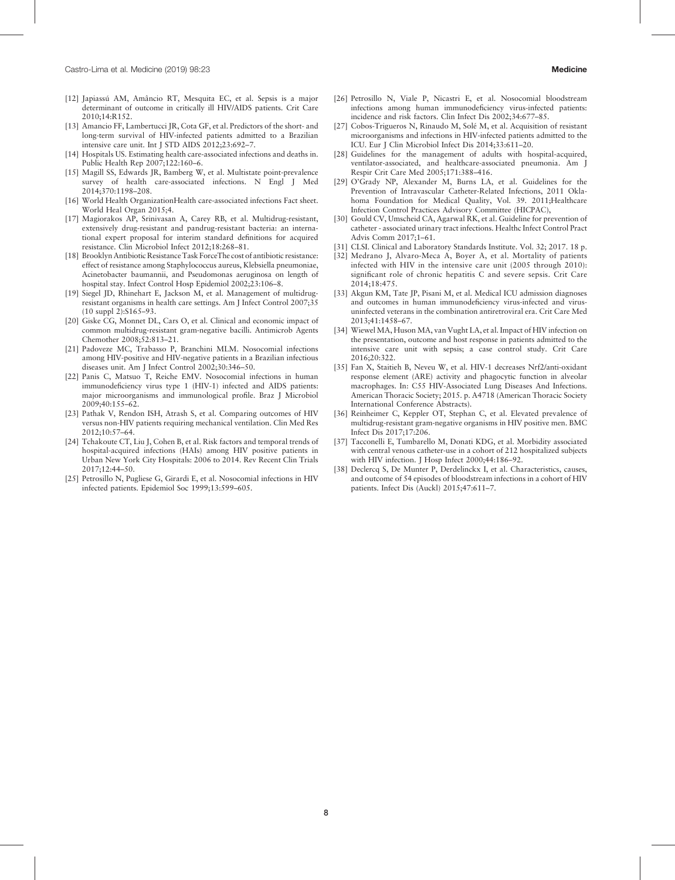[12] Japiassú AM, Amâncio RT, Mesquita EC, et al. Sepsis is a major determinant of outcome in critically ill HIV/AIDS patients. Crit Care 2010;14:R152.

[13] Amancio FF, Lambertucci JR, Cota GF, et al. Predictors of the short- and long-term survival of HIV-infected patients admitted to a Brazilian intensive care unit. Int J STD AIDS 2012;23:692–7.

[14] Hospitals US. Estimating health care-associated infections and deaths in. Public Health Rep 2007;122:160–6.

[15] Magill SS, Edwards JR, Bamberg W, et al. Multistate point-prevalence survey of health care-associated infections. N Engl J Med 2014;370:1198–208.

[16] World Health OrganizationHealth care-associated infections Fact sheet. World Heal Organ 2015;4.

[17] Magiorakos AP, Srinivasan A, Carey RB, et al. Multidrug-resistant, extensively drug-resistant and pandrug-resistant bacteria: an international expert proposal for interim standard definitions for acquired resistance. Clin Microbiol Infect 2012;18:268–81.

[18] Brooklyn Antibiotic Resistance Task ForceThe cost of antibiotic resistance: effect of resistance among Staphylococcus aureus, Klebsiella pneumoniae, Acinetobacter baumannii, and Pseudomonas aeruginosa on length of hospital stay. Infect Control Hosp Epidemiol 2002;23:106–8.

[19] Siegel JD, Rhinehart E, Jackson M, et al. Management of multidrug-resistant organisms in health care settings. Am J Infect Control 2007;35 (10 suppl 2):S165–93.

[20] Giske CG, Monnet DL, Cars O, et al. Clinical and economic impact of common multidrug-resistant gram-negative bacilli. Antimicrob Agents Chemother 2008;52:813–21.

[21] Padoveze MC, Trabasso P, Branchini MLM. Nosocomial infections among HIV-positive and HIV-negative patients in a Brazilian infectious diseases unit. Am J Infect Control 2002;30:346–50.

[22] Panis C, Matsuo T, Reiche EMV. Nosocomial infections in human immunodeficiency virus type 1 (HIV-1) infected and AIDS patients: major microorganisms and immunological profile. Braz J Microbiol 2009;40:155–62.

[23] Pathak V, Rendon ISH, Atrash S, et al. Comparing outcomes of HIV versus non-HIV patients requiring mechanical ventilation. Clin Med Res 2012;10:57–64.

[24] Tchakoute CT, Liu J, Cohen B, et al. Risk factors and temporal trends of hospital-acquired infections (HAIs) among HIV positive patients in Urban New York City Hospitals: 2006 to 2014. Rev Recent Clin Trials 2017;12:44–50.

[25] Petrosillo N, Pugliese G, Girardi E, et al. Nosocomial infections in HIV infected patients. Epidemiol Soc 1999;13:599–605.

[26] Petrosillo N, Viale P, Nicastri E, et al. Nosocomial bloodstream infections among human immunodeficiency virus-infected patients: incidence and risk factors. Clin Infect Dis 2002;34:677–85.

[27] Cobos-Trigueros N, Rinaudo M, Solé M, et al. Acquisition of resistant microorganisms and infections in HIV-infected patients admitted to the ICU. Eur J Clin Microbiol Infect Dis 2014;33:611–20.

[28] Guidelines for the management of adults with hospital-acquired, ventilator-associated, and healthcare-associated pneumonia. Am J Respir Crit Care Med 2005;171:388–416.

[29] O'Grady NP, Alexander M, Burns LA, et al. Guidelines for the Prevention of Intravascular Catheter-Related Infections, 2011 Oklahoma Foundation for Medical Quality, Vol. 39. 2011;Healthcare Infection Control Practices Advisory Committee (HICPAC),

[30] Gould CV, Umscheid CA, Agarwal RK, et al. Guideline for prevention of catheter - associated urinary tract infections. Healthc Infect Control Pract Advis Comm 2017;1–61.

[31] CLSI. Clinical and Laboratory Standards Institute. Vol. 32; 2017. 18 p.

[32] Medrano J, Alvaro-Meca A, Boyer A, et al. Mortality of patients infected with HIV in the intensive care unit (2005 through 2010): significant role of chronic hepatitis C and severe sepsis. Crit Care 2014;18:475.

[33] Akgun KM, Tate JP, Pisani M, et al. Medical ICU admission diagnoses and outcomes in human immunodeficiency virus-infected and virus-uninfected veterans in the combination antiretroviral era. Crit Care Med 2013;41:1458–67.

[34] Wiewel MA, Huson MA, van Vught LA, et al. Impact of HIV infection on the presentation, outcome and host response in patients admitted to the intensive care unit with sepsis; a case control study. Crit Care 2016;20:322.

[35] Fan X, Staitieh B, Neveu W, et al. HIV-1 decreases Nrf2/anti-oxidant response element (ARE) activity and phagocytic function in alveolar macrophages. In: C55 HIV-Associated Lung Diseases And Infections. American Thoracic Society; 2015. p. A4718 (American Thoracic Society International Conference Abstracts).

[36] Reinheimer C, Keppler OT, Stephan C, et al. Elevated prevalence of multidrug-resistant gram-negative organisms in HIV positive men. BMC Infect Dis 2017;17:206.

[37] Tacconelli E, Tumbarello M, Donati KDG, et al. Morbidity associated with central venous catheter-use in a cohort of 212 hospitalized subjects with HIV infection. J Hosp Infect 2000;44:186–92.

[38] Declercq S, De Munter P, Derdelinckx I, et al. Characteristics, causes, and outcome of 54 episodes of bloodstream infections in a cohort of HIV patients. Infect Dis (Auckl) 2015;47:611–7.